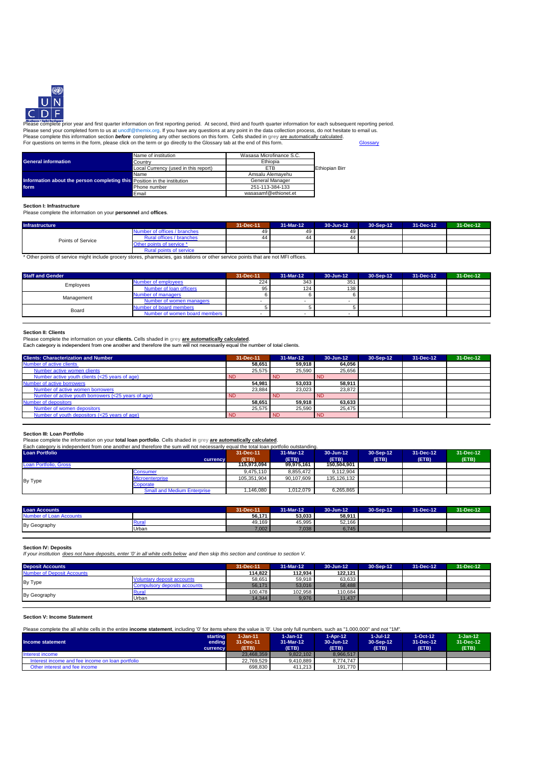Please complete prior year and first quarter information on first reporting period. At second, third and fourth quarter information for each subsequent reporting period.
Please send your completed form to us at uncdf@themix.org. If you have any questions at any point in the data collection process, do not hesitate to email us.
Please complete this information section ***before*** completing any other sections on this form. Cells shaded in grey are automatically calculated.
For questions on terms in the form, please click on the term or go directly to the Glossary tab at the end of this form.

Glossary

| | | | |
|---|---|---|---|
| **General information** | Name of institution | Wasasa Microfinance S.C. | |
| | Country | Ethiopia | |
| | Local Currency (used in this report) | ETB | Ethiopian Birr |
| **Information about the person completing this form** | Name | Amsalu Alemayehu | |
| | Position in the institution | General Manager | |
| | Phone number | 251-113-384-133 | |
| | Email | wasasamf@ethionet.et | |

**Section I: Infrastructure**

Please complete the information on your **personnel** and **offices**.

| Infrastructure | | 31-Dec-11 | 31-Mar-12 | 30-Jun-12 | 30-Sep-12 | 31-Dec-12 | 31-Dec-12 |
|---|---|---|---|---|---|---|---|
| Points of Service | Number of offices / branches | 49 | 49 | 49 | | | |
| | Rural offices / branches | 44 | 44 | 44 | | | |
| | Other points of service * | | | | | | |
| | Rural points of service | | | | | | |

* Other points of service might include grocery stores, pharmacies, gas stations or other service points that are not MFI offices.

| Staff and Gender | | 31-Dec-11 | 31-Mar-12 | 30-Jun-12 | 30-Sep-12 | 31-Dec-12 | 31-Dec-12 |
|---|---|---|---|---|---|---|---|
| Employees | Number of employees | 224 | 343 | 351 | | | |
| | Number of loan officers | 95 | 124 | 138 | | | |
| Management | Number of managers | 6 | 6 | 6 | | | |
| | Number of women managers | - | - | - | | | |
| Board | Number of board members | 5 | 5 | 5 | | | |
| | Number of women board members | - | - | - | | | |

**Section II: Clients**

Please complete the information on your **clients.** Cells shaded in grey **are automatically calculated**.
Each category is independent from one another and therefore the sum will not necessarily equal the number of total clients.

| Clients: Characterization and Number | 31-Dec-11 | 31-Mar-12 | 30-Jun-12 | 30-Sep-12 | 31-Dec-12 | 31-Dec-12 |
|---|---|---|---|---|---|---|
| Number of active clients | 58,651 | 59,918 | 64,056 | | | |
| Number active women clients | 25,575 | 25,590 | 25,656 | | | |
| Number active youth clients (<25 years of age) | ND | ND | ND | | | |
| Number of active borrowers | 54,981 | 53,033 | 58,911 | | | |
| Number of active women borrowers | 23,884 | 23,023 | 23,872 | | | |
| Number of active youth borrowers (<25 years of age) | ND | ND | ND | | | |
| Number of depositors | 58,651 | 59,918 | 63,633 | | | |
| Number of women depositors | 25,575 | 25,590 | 25,475 | | | |
| Number of youth depositors (<25 years of age) | ND | ND | ND | | | |

**Section III: Loan Portfolio**

Please complete the information on your **total loan portfolio**. Cells shaded in grey **are automatically calculated**.
Each category is independent from one another and therefore the sum will not necessarily equal the total loan portfolio outstanding.

| Loan Portfolio | currency | 31-Dec-11 (ETB) | 31-Mar-12 (ETB) | 30-Jun-12 (ETB) | 30-Sep-12 (ETB) | 31-Dec-12 (ETB) | 31-Dec-12 (ETB) |
|---|---|---|---|---|---|---|---|
| Loan Portfolio, Gross | | 115,973,094 | 99,975,161 | 150,504,901 | | | |
| By Type | Consumer | 9,475,110 | 8,855,472 | 9,112,904 | | | |
| | Microenterprise | 105,351,904 | 90,107,609 | 135,126,132 | | | |
| | Coporate | | | | | | |
| | Small and Medium Enterprise | 1,146,080 | 1,012,079 | 6,265,865 | | | |

| Loan Accounts | | 31-Dec-11 | 31-Mar-12 | 30-Jun-12 | 30-Sep-12 | 31-Dec-12 | 31-Dec-12 |
|---|---|---|---|---|---|---|---|
| Number of Loan Accounts | | 56,171 | 53,033 | 58,911 | | | |
| By Geography | Rural | 49,169 | 45,995 | 52,166 | | | |
| | Urban | 7,002 | 7,038 | 6,745 | | | |

**Section IV: Deposits**

*If your institution does not have deposits, enter '0' in all white cells below and then skip this section and continue to section V.*

| Deposit Accounts | | 31-Dec-11 | 31-Mar-12 | 30-Jun-12 | 30-Sep-12 | 31-Dec-12 | 31-Dec-12 |
|---|---|---|---|---|---|---|---|
| Number of Deposit Accounts | | 114,822 | 112,934 | 122,121 | | | |
| By Type | Voluntary deposit accounts | 58,651 | 59,918 | 63,633 | | | |
| | Compulsory deposits accounts | 56,171 | 53,016 | 58,488 | | | |
| By Geography | Rural | 100,478 | 102,958 | 110,684 | | | |
| | Urban | 14,344 | 9,976 | 11,437 | | | |

**Section V: Income Statement**

Please complete the all white cells in the entire **income statement**, including '0' for items where the value is '0'. Use only full numbers, such as "1,000,000" and not "1M".

| Income statement | starting / ending / currency | 1-Jan-11 / 31-Dec-11 (ETB) | 1-Jan-12 / 31-Mar-12 (ETB) | 1-Apr-12 / 30-Jun-12 (ETB) | 1-Jul-12 / 30-Sep-12 (ETB) | 1-Oct-12 / 31-Dec-12 (ETB) | 1-Jan-12 / 31-Dec-12 (ETB) |
|---|---|---|---|---|---|---|---|
| Interest income | | 23,468,359 | 9,822,102 | 8,966,517 | | | |
| Interest income and fee income on loan portfolio | | 22,769,529 | 9,410,889 | 8,774,747 | | | |
| Other interest and fee income | | 698,830 | 411,213 | 191,770 | | | |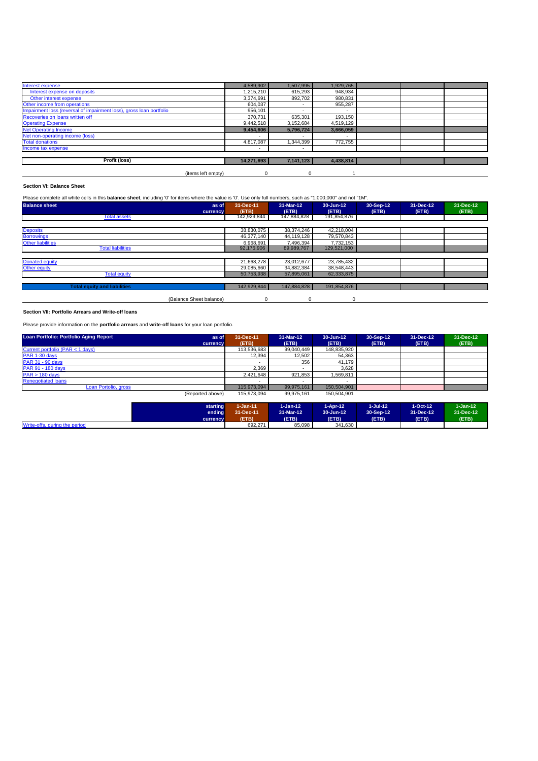| | | | | | | |
|---|---|---|---|---|---|---|
| Interest expense | 4,589,902 | 1,507,995 | 1,929,765 | | | |
| Interest expense on deposits | 1,215,210 | 615,293 | 948,934 | | | |
| Other interest expense | 3,374,691 | 892,702 | 980,831 | | | |
| Other income from operations | 604,037 | - | 955,287 | | | |
| Impairment loss (reversal of impairment loss), gross loan portfolio | 956,101 | - | - | | | |
| Recoveries on loans written off | 370,731 | 635,301 | 193,150 | | | |
| Operating Expense | 9,442,518 | 3,152,684 | 4,519,129 | | | |
| Net Operating Income | 9,454,606 | 5,796,724 | 3,666,059 | | | |
| Net non-operating income (loss) | - | - | - | | | |
| Total donations | 4,817,087 | 1,344,399 | 772,755 | | | |
| Income tax expense | - | - | | | | |
| **Profit (loss)** | **14,271,693** | **7,141,123** | **4,438,814** | | | |
| (items left empty) | 0 | 0 | 1 | | | |

**Section VI: Balance Sheet**

Please complete all white cells in this **balance sheet**, including '0' for items where the value is '0'. Use only full numbers, such as "1,000,000" and not "1M".

| Balance sheet as of / currency | 31-Dec-11 (ETB) | 31-Mar-12 (ETB) | 30-Jun-12 (ETB) | 30-Sep-12 (ETB) | 31-Dec-12 (ETB) | 31-Dec-12 (ETB) |
|---|---|---|---|---|---|---|
| Total assets | 142,929,844 | 147,884,828 | 191,854,876 | | | |
| Deposits | 38,830,075 | 38,374,246 | 42,218,004 | | | |
| Borrowings | 46,377,140 | 44,119,128 | 79,570,843 | | | |
| Other liabilities | 6,968,691 | 7,496,394 | 7,732,153 | | | |
| Total liabilities | 92,175,906 | 89,989,767 | 129,521,000 | | | |
| Donated equity | 21,668,278 | 23,012,677 | 23,785,432 | | | |
| Other equity | 29,085,660 | 34,882,384 | 38,548,443 | | | |
| Total equity | 50,753,938 | 57,895,061 | 62,333,875 | | | |
| Total equity and liabilities | 142,929,844 | 147,884,828 | 191,854,876 | | | |
| (Balance Sheet balance) | 0 | 0 | 0 | | | |

**Section VII: Portfolio Arrears and Write-off loans**

Please provide information on the **portfolio arrears** and **write-off loans** for your loan portfolio.

| Loan Portfolio: Portfolio Aging Report as of / currency | 31-Dec-11 (ETB) | 31-Mar-12 (ETB) | 30-Jun-12 (ETB) | 30-Sep-12 (ETB) | 31-Dec-12 (ETB) | 31-Dec-12 (ETB) |
|---|---|---|---|---|---|---|
| Current portfolio (PAR < 1 days) | 113,536,683 | 99,040,449 | 148,835,920 | | | |
| PAR 1-30 days | 12,394 | 12,502 | 54,363 | | | |
| PAR 31 - 90 days | - | 356 | 41,179 | | | |
| PAR 91 - 180 days | 2,369 | - | 3,628 | | | |
| PAR > 180 days | 2,421,648 | 921,853 | 1,569,811 | | | |
| Renegotiated loans | - | - | - | | | |
| Loan Portolio, gross | 115,973,094 | 99,975,161 | 150,504,901 | | | |
| (Reported above) | 115,973,094 | 99,975,161 | 150,504,901 | | | |

| starting / ending / currency | 1-Jan-11 / 31-Dec-11 (ETB) | 1-Jan-12 / 31-Mar-12 (ETB) | 1-Apr-12 / 30-Jun-12 (ETB) | 1-Jul-12 / 30-Sep-12 (ETB) | 1-Oct-12 / 31-Dec-12 (ETB) | 1-Jan-12 / 31-Dec-12 (ETB) |
|---|---|---|---|---|---|---|
| Write-offs, during the period | 692,271 | 85,098 | 341,630 | | | |